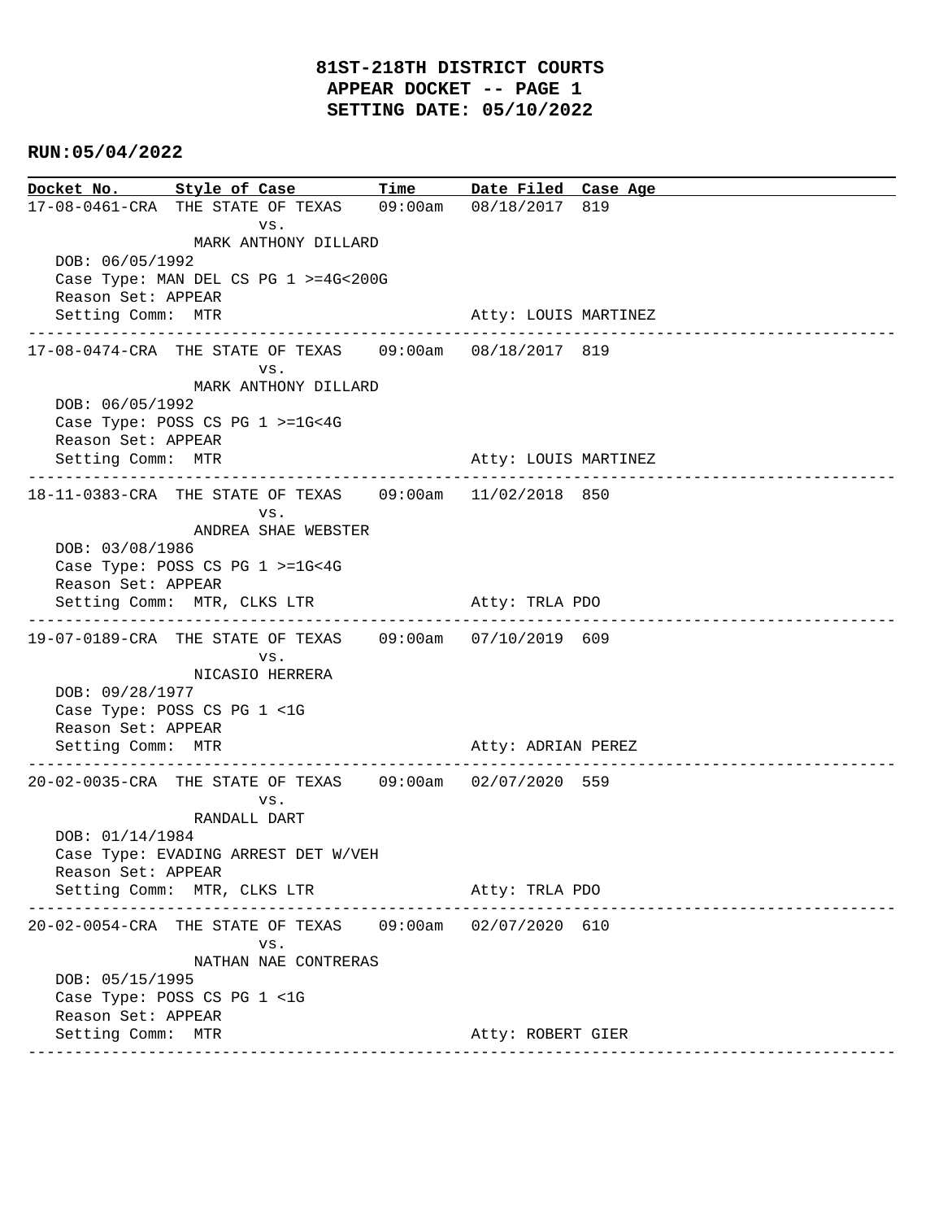# 81ST-218TH DISTRICT COURTS
## APPEAR DOCKET -- PAGE 1
## SETTING DATE: 05/10/2022

**RUN:05/04/2022**

| Docket No. | Style of Case | Time | Date Filed | Case Age |
|---|---|---|---|---|

---

17-08-0461-CRA THE STATE OF TEXAS 09:00am 08/18/2017 819
vs.
MARK ANTHONY DILLARD
DOB: 06/05/1992
Case Type: MAN DEL CS PG 1 >=4G<200G
Reason Set: APPEAR
Setting Comm: MTR Atty: LOUIS MARTINEZ

---

17-08-0474-CRA THE STATE OF TEXAS 09:00am 08/18/2017 819
vs.
MARK ANTHONY DILLARD
DOB: 06/05/1992
Case Type: POSS CS PG 1 >=1G<4G
Reason Set: APPEAR
Setting Comm: MTR Atty: LOUIS MARTINEZ

---

18-11-0383-CRA THE STATE OF TEXAS 09:00am 11/02/2018 850
vs.
ANDREA SHAE WEBSTER
DOB: 03/08/1986
Case Type: POSS CS PG 1 >=1G<4G
Reason Set: APPEAR
Setting Comm: MTR, CLKS LTR Atty: TRLA PDO

---

19-07-0189-CRA THE STATE OF TEXAS 09:00am 07/10/2019 609
vs.
NICASIO HERRERA
DOB: 09/28/1977
Case Type: POSS CS PG 1 <1G
Reason Set: APPEAR
Setting Comm: MTR Atty: ADRIAN PEREZ

---

20-02-0035-CRA THE STATE OF TEXAS 09:00am 02/07/2020 559
vs.
RANDALL DART
DOB: 01/14/1984
Case Type: EVADING ARREST DET W/VEH
Reason Set: APPEAR
Setting Comm: MTR, CLKS LTR Atty: TRLA PDO

---

20-02-0054-CRA THE STATE OF TEXAS 09:00am 02/07/2020 610
vs.
NATHAN NAE CONTRERAS
DOB: 05/15/1995
Case Type: POSS CS PG 1 <1G
Reason Set: APPEAR
Setting Comm: MTR Atty: ROBERT GIER

---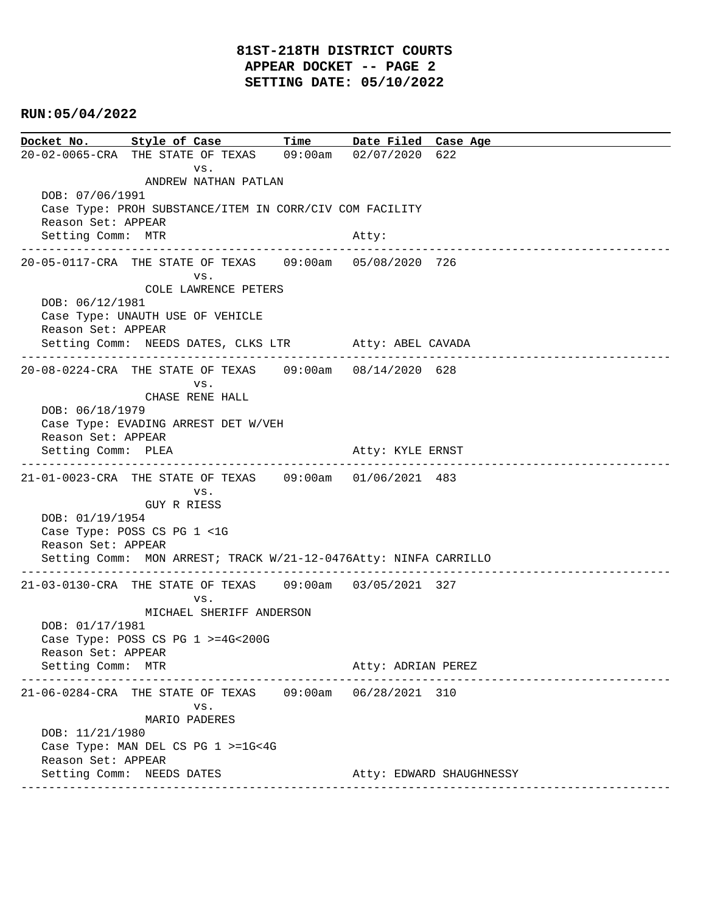# 81ST-218TH DISTRICT COURTS
## APPEAR DOCKET -- PAGE 2
## SETTING DATE: 05/10/2022

**RUN:05/04/2022**

| Docket No. | Style of Case | Time | Date Filed | Case Age |
|---|---|---|---|---|

**20-02-0065-CRA** THE STATE OF TEXAS vs. ANDREW NATHAN PATLAN — 09:00am — 02/07/2020 — 622
- DOB: 07/06/1991
- Case Type: PROH SUBSTANCE/ITEM IN CORR/CIV COM FACILITY
- Reason Set: APPEAR
- Setting Comm: MTR
- Atty:

---

**20-05-0117-CRA** THE STATE OF TEXAS vs. COLE LAWRENCE PETERS — 09:00am — 05/08/2020 — 726
- DOB: 06/12/1981
- Case Type: UNAUTH USE OF VEHICLE
- Reason Set: APPEAR
- Setting Comm: NEEDS DATES, CLKS LTR
- Atty: ABEL CAVADA

---

**20-08-0224-CRA** THE STATE OF TEXAS vs. CHASE RENE HALL — 09:00am — 08/14/2020 — 628
- DOB: 06/18/1979
- Case Type: EVADING ARREST DET W/VEH
- Reason Set: APPEAR
- Setting Comm: PLEA
- Atty: KYLE ERNST

---

**21-01-0023-CRA** THE STATE OF TEXAS vs. GUY R RIESS — 09:00am — 01/06/2021 — 483
- DOB: 01/19/1954
- Case Type: POSS CS PG 1 <1G
- Reason Set: APPEAR
- Setting Comm: MON ARREST; TRACK W/21-12-0476
- Atty: NINFA CARRILLO

---

**21-03-0130-CRA** THE STATE OF TEXAS vs. MICHAEL SHERIFF ANDERSON — 09:00am — 03/05/2021 — 327
- DOB: 01/17/1981
- Case Type: POSS CS PG 1 >=4G<200G
- Reason Set: APPEAR
- Setting Comm: MTR
- Atty: ADRIAN PEREZ

---

**21-06-0284-CRA** THE STATE OF TEXAS vs. MARIO PADERES — 09:00am — 06/28/2021 — 310
- DOB: 11/21/1980
- Case Type: MAN DEL CS PG 1 >=1G<4G
- Reason Set: APPEAR
- Setting Comm: NEEDS DATES
- Atty: EDWARD SHAUGHNESSY

---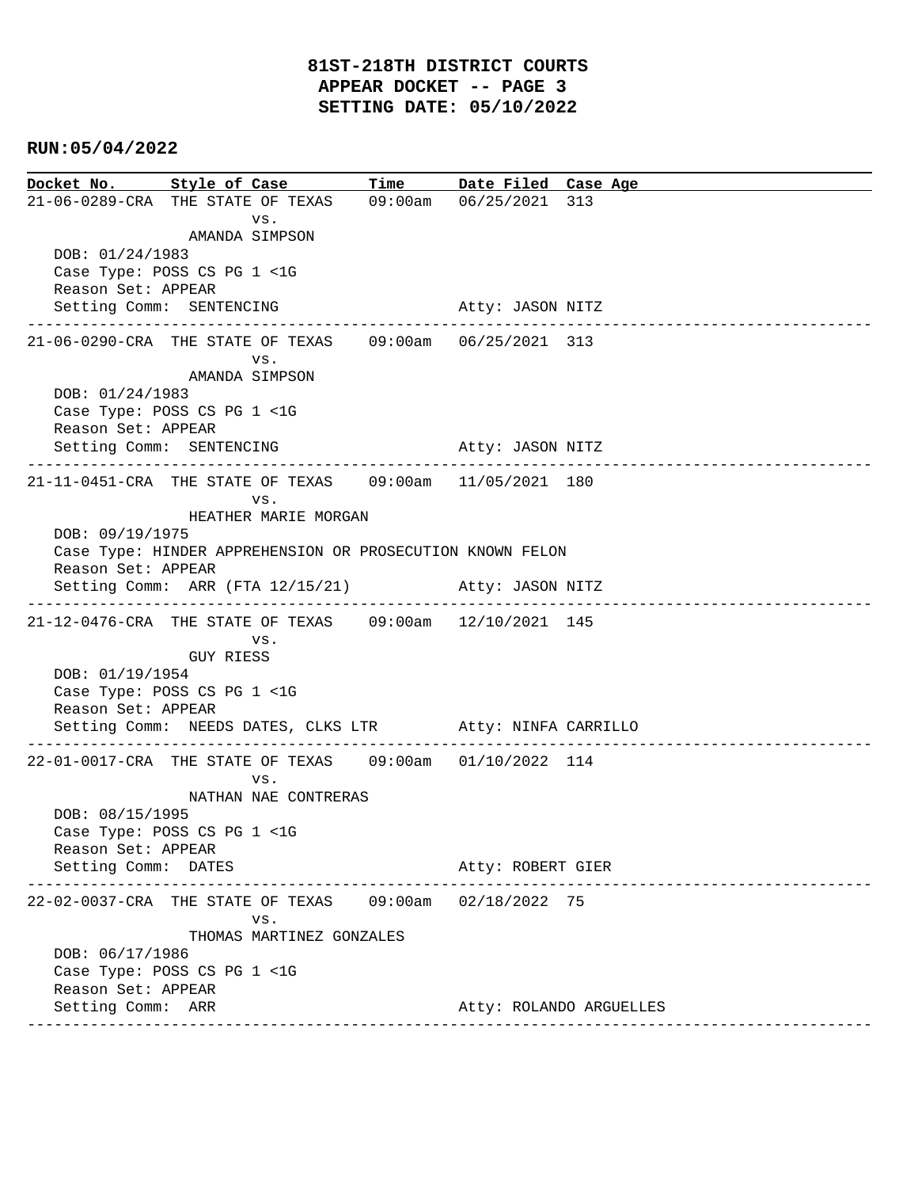# 81ST-218TH DISTRICT COURTS
## APPEAR DOCKET -- PAGE 3
## SETTING DATE: 05/10/2022

**RUN:05/04/2022**

| Docket No. | Style of Case | Time | Date Filed | Case Age |
|---|---|---|---|---|
| 21-06-0289-CRA | THE STATE OF TEXAS vs. AMANDA SIMPSON | 09:00am | 06/25/2021 | 313 |

DOB: 01/24/1983
Case Type: POSS CS PG 1 <1G
Reason Set: APPEAR
Setting Comm: SENTENCING    Atty: JASON NITZ

---

| Docket No. | Style of Case | Time | Date Filed | Case Age |
|---|---|---|---|---|
| 21-06-0290-CRA | THE STATE OF TEXAS vs. AMANDA SIMPSON | 09:00am | 06/25/2021 | 313 |

DOB: 01/24/1983
Case Type: POSS CS PG 1 <1G
Reason Set: APPEAR
Setting Comm: SENTENCING    Atty: JASON NITZ

---

| Docket No. | Style of Case | Time | Date Filed | Case Age |
|---|---|---|---|---|
| 21-11-0451-CRA | THE STATE OF TEXAS vs. HEATHER MARIE MORGAN | 09:00am | 11/05/2021 | 180 |

DOB: 09/19/1975
Case Type: HINDER APPREHENSION OR PROSECUTION KNOWN FELON
Reason Set: APPEAR
Setting Comm: ARR (FTA 12/15/21)    Atty: JASON NITZ

---

| Docket No. | Style of Case | Time | Date Filed | Case Age |
|---|---|---|---|---|
| 21-12-0476-CRA | THE STATE OF TEXAS vs. GUY RIESS | 09:00am | 12/10/2021 | 145 |

DOB: 01/19/1954
Case Type: POSS CS PG 1 <1G
Reason Set: APPEAR
Setting Comm: NEEDS DATES, CLKS LTR    Atty: NINFA CARRILLO

---

| Docket No. | Style of Case | Time | Date Filed | Case Age |
|---|---|---|---|---|
| 22-01-0017-CRA | THE STATE OF TEXAS vs. NATHAN NAE CONTRERAS | 09:00am | 01/10/2022 | 114 |

DOB: 08/15/1995
Case Type: POSS CS PG 1 <1G
Reason Set: APPEAR
Setting Comm: DATES    Atty: ROBERT GIER

---

| Docket No. | Style of Case | Time | Date Filed | Case Age |
|---|---|---|---|---|
| 22-02-0037-CRA | THE STATE OF TEXAS vs. THOMAS MARTINEZ GONZALES | 09:00am | 02/18/2022 | 75 |

DOB: 06/17/1986
Case Type: POSS CS PG 1 <1G
Reason Set: APPEAR
Setting Comm: ARR    Atty: ROLANDO ARGUELLES

---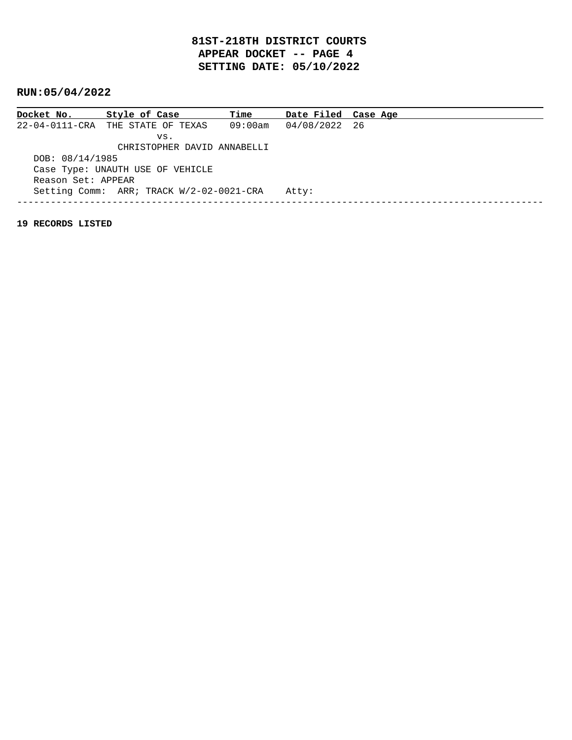**81ST-218TH DISTRICT COURTS**
**APPEAR DOCKET -- PAGE 4**
**SETTING DATE: 05/10/2022**

**RUN:05/04/2022**

| Docket No. | Style of Case | Time | Date Filed | Case Age |
|---|---|---|---|---|
| 22-04-0111-CRA | THE STATE OF TEXAS vs. CHRISTOPHER DAVID ANNABELLI | 09:00am | 04/08/2022 | 26 |

DOB: 08/14/1985
Case Type: UNAUTH USE OF VEHICLE
Reason Set: APPEAR
Setting Comm: ARR; TRACK W/2-02-0021-CRA    Atty:

---

**19 RECORDS LISTED**